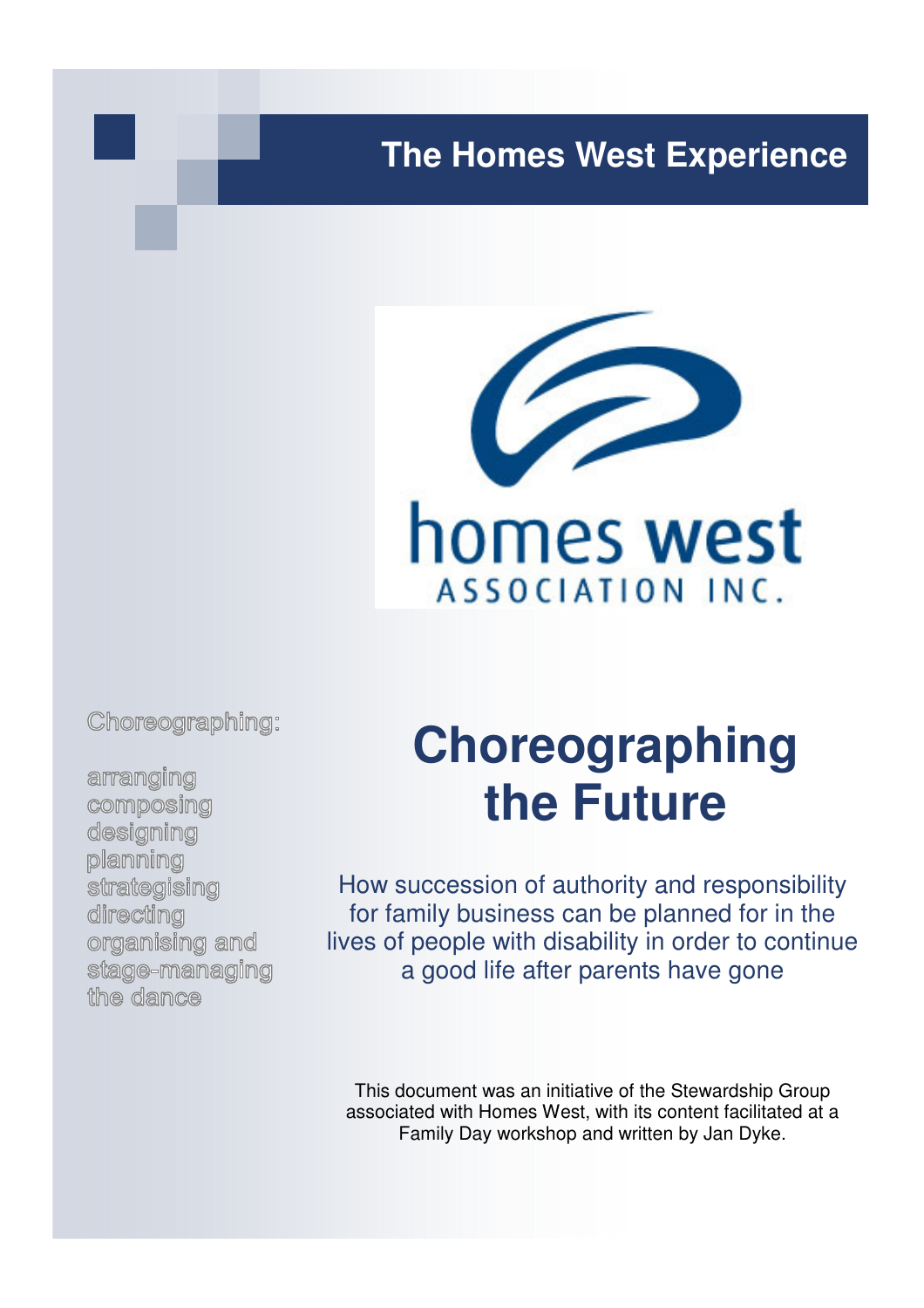# The Homes West Experience

homes west
ASSOCIATION INC.

Choreographing:

arranging
composing
designing
planning
strategising
directing
organising and
stage-managing
the dance

# Choreographing the Future

How succession of authority and responsibility for family business can be planned for in the lives of people with disability in order to continue a good life after parents have gone

This document was an initiative of the Stewardship Group associated with Homes West, with its content facilitated at a Family Day workshop and written by Jan Dyke.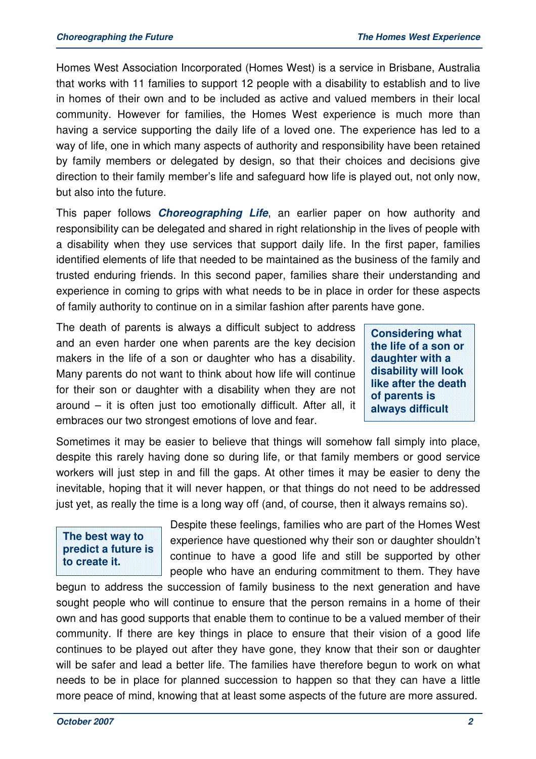Homes West Association Incorporated (Homes West) is a service in Brisbane, Australia that works with 11 families to support 12 people with a disability to establish and to live in homes of their own and to be included as active and valued members in their local community. However for families, the Homes West experience is much more than having a service supporting the daily life of a loved one. The experience has led to a way of life, one in which many aspects of authority and responsibility have been retained by family members or delegated by design, so that their choices and decisions give direction to their family member's life and safeguard how life is played out, not only now, but also into the future.

This paper follows ***Choreographing Life***, an earlier paper on how authority and responsibility can be delegated and shared in right relationship in the lives of people with a disability when they use services that support daily life. In the first paper, families identified elements of life that needed to be maintained as the business of the family and trusted enduring friends. In this second paper, families share their understanding and experience in coming to grips with what needs to be in place in order for these aspects of family authority to continue on in a similar fashion after parents have gone.

The death of parents is always a difficult subject to address and an even harder one when parents are the key decision makers in the life of a son or daughter who has a disability. Many parents do not want to think about how life will continue for their son or daughter with a disability when they are not around – it is often just too emotionally difficult. After all, it embraces our two strongest emotions of love and fear.

> **Considering what the life of a son or daughter with a disability will look like after the death of parents is always difficult**

Sometimes it may be easier to believe that things will somehow fall simply into place, despite this rarely having done so during life, or that family members or good service workers will just step in and fill the gaps. At other times it may be easier to deny the inevitable, hoping that it will never happen, or that things do not need to be addressed just yet, as really the time is a long way off (and, of course, then it always remains so).

> **The best way to predict a future is to create it.**

Despite these feelings, families who are part of the Homes West experience have questioned why their son or daughter shouldn't continue to have a good life and still be supported by other people who have an enduring commitment to them. They have begun to address the succession of family business to the next generation and have sought people who will continue to ensure that the person remains in a home of their own and has good supports that enable them to continue to be a valued member of their community. If there are key things in place to ensure that their vision of a good life continues to be played out after they have gone, they know that their son or daughter will be safer and lead a better life. The families have therefore begun to work on what needs to be in place for planned succession to happen so that they can have a little more peace of mind, knowing that at least some aspects of the future are more assured.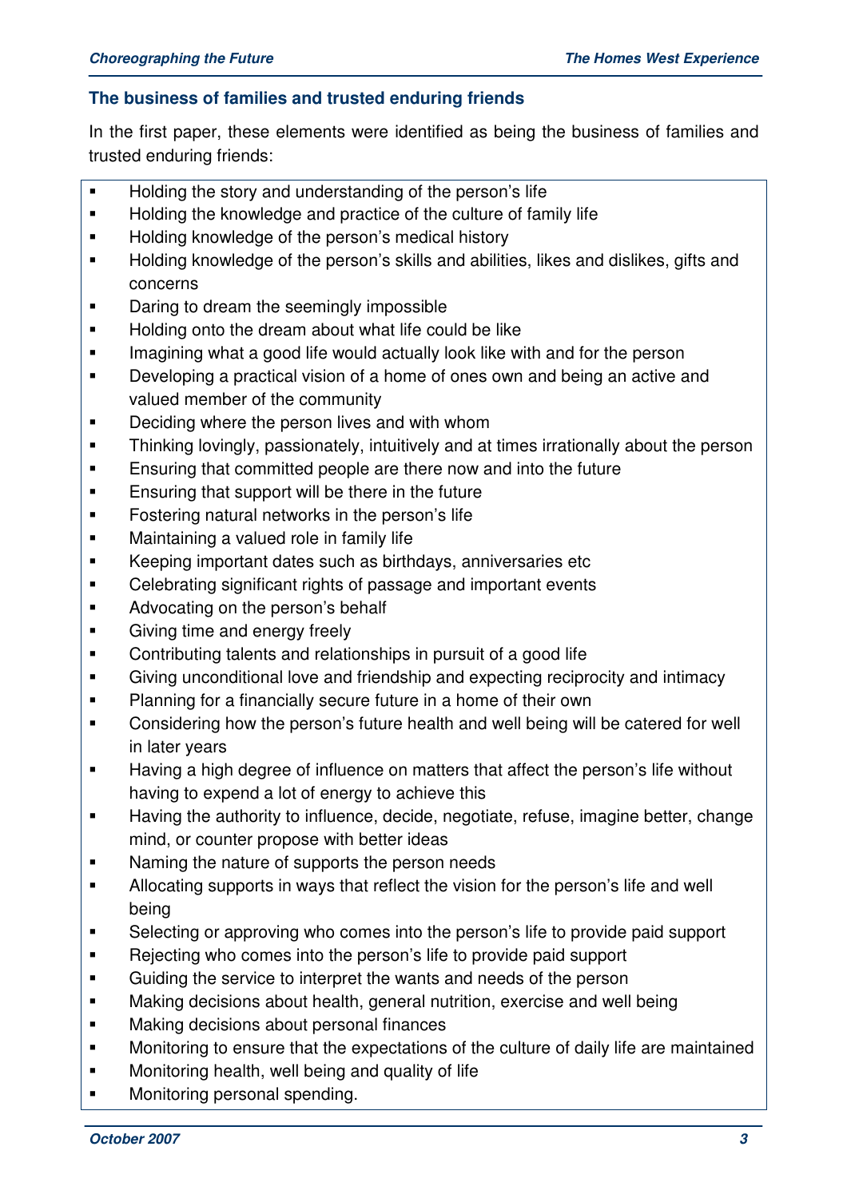## The business of families and trusted enduring friends

In the first paper, these elements were identified as being the business of families and trusted enduring friends:

- Holding the story and understanding of the person's life
- Holding the knowledge and practice of the culture of family life
- Holding knowledge of the person's medical history
- Holding knowledge of the person's skills and abilities, likes and dislikes, gifts and concerns
- Daring to dream the seemingly impossible
- Holding onto the dream about what life could be like
- Imagining what a good life would actually look like with and for the person
- Developing a practical vision of a home of ones own and being an active and valued member of the community
- Deciding where the person lives and with whom
- Thinking lovingly, passionately, intuitively and at times irrationally about the person
- Ensuring that committed people are there now and into the future
- Ensuring that support will be there in the future
- Fostering natural networks in the person's life
- Maintaining a valued role in family life
- Keeping important dates such as birthdays, anniversaries etc
- Celebrating significant rights of passage and important events
- Advocating on the person's behalf
- Giving time and energy freely
- Contributing talents and relationships in pursuit of a good life
- Giving unconditional love and friendship and expecting reciprocity and intimacy
- Planning for a financially secure future in a home of their own
- Considering how the person's future health and well being will be catered for well in later years
- Having a high degree of influence on matters that affect the person's life without having to expend a lot of energy to achieve this
- Having the authority to influence, decide, negotiate, refuse, imagine better, change mind, or counter propose with better ideas
- Naming the nature of supports the person needs
- Allocating supports in ways that reflect the vision for the person's life and well being
- Selecting or approving who comes into the person's life to provide paid support
- Rejecting who comes into the person's life to provide paid support
- Guiding the service to interpret the wants and needs of the person
- Making decisions about health, general nutrition, exercise and well being
- Making decisions about personal finances
- Monitoring to ensure that the expectations of the culture of daily life are maintained
- Monitoring health, well being and quality of life
- Monitoring personal spending.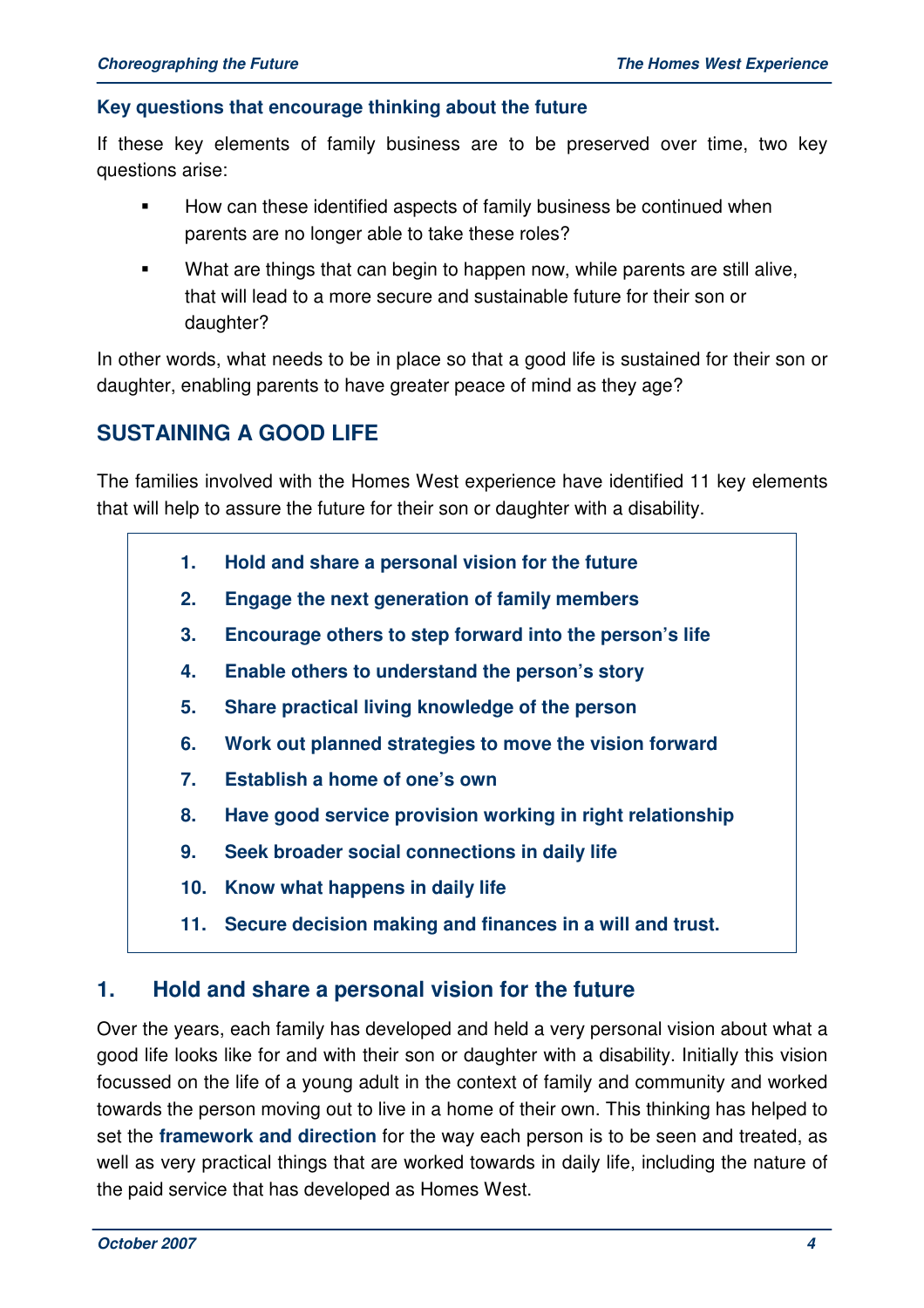### Key questions that encourage thinking about the future

If these key elements of family business are to be preserved over time, two key questions arise:

- How can these identified aspects of family business be continued when parents are no longer able to take these roles?
- What are things that can begin to happen now, while parents are still alive, that will lead to a more secure and sustainable future for their son or daughter?

In other words, what needs to be in place so that a good life is sustained for their son or daughter, enabling parents to have greater peace of mind as they age?

## SUSTAINING A GOOD LIFE

The families involved with the Homes West experience have identified 11 key elements that will help to assure the future for their son or daughter with a disability.

1. **Hold and share a personal vision for the future**
2. **Engage the next generation of family members**
3. **Encourage others to step forward into the person's life**
4. **Enable others to understand the person's story**
5. **Share practical living knowledge of the person**
6. **Work out planned strategies to move the vision forward**
7. **Establish a home of one's own**
8. **Have good service provision working in right relationship**
9. **Seek broader social connections in daily life**
10. **Know what happens in daily life**
11. **Secure decision making and finances in a will and trust.**

## 1. Hold and share a personal vision for the future

Over the years, each family has developed and held a very personal vision about what a good life looks like for and with their son or daughter with a disability. Initially this vision focussed on the life of a young adult in the context of family and community and worked towards the person moving out to live in a home of their own. This thinking has helped to set the **framework and direction** for the way each person is to be seen and treated, as well as very practical things that are worked towards in daily life, including the nature of the paid service that has developed as Homes West.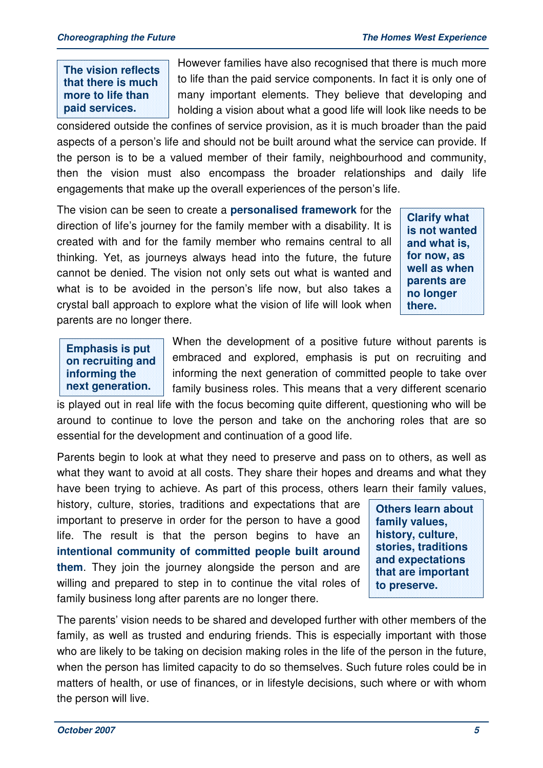> **The vision reflects that there is much more to life than paid services.**

However families have also recognised that there is much more to life than the paid service components. In fact it is only one of many important elements. They believe that developing and holding a vision about what a good life will look like needs to be considered outside the confines of service provision, as it is much broader than the paid aspects of a person's life and should not be built around what the service can provide. If the person is to be a valued member of their family, neighbourhood and community, then the vision must also encompass the broader relationships and daily life engagements that make up the overall experiences of the person's life.

> **Clarify what is not wanted and what is, for now, as well as when parents are no longer there.**

The vision can be seen to create a **personalised framework** for the direction of life's journey for the family member with a disability. It is created with and for the family member who remains central to all thinking. Yet, as journeys always head into the future, the future cannot be denied. The vision not only sets out what is wanted and what is to be avoided in the person's life now, but also takes a crystal ball approach to explore what the vision of life will look when parents are no longer there.

> **Emphasis is put on recruiting and informing the next generation.**

When the development of a positive future without parents is embraced and explored, emphasis is put on recruiting and informing the next generation of committed people to take over family business roles. This means that a very different scenario is played out in real life with the focus becoming quite different, questioning who will be around to continue to love the person and take on the anchoring roles that are so essential for the development and continuation of a good life.

> **Others learn about family values, history, culture, stories, traditions and expectations that are important to preserve.**

Parents begin to look at what they need to preserve and pass on to others, as well as what they want to avoid at all costs. They share their hopes and dreams and what they have been trying to achieve. As part of this process, others learn their family values, history, culture, stories, traditions and expectations that are important to preserve in order for the person to have a good life. The result is that the person begins to have an **intentional community of committed people built around them**. They join the journey alongside the person and are willing and prepared to step in to continue the vital roles of family business long after parents are no longer there.

The parents' vision needs to be shared and developed further with other members of the family, as well as trusted and enduring friends. This is especially important with those who are likely to be taking on decision making roles in the life of the person in the future, when the person has limited capacity to do so themselves. Such future roles could be in matters of health, or use of finances, or in lifestyle decisions, such where or with whom the person will live.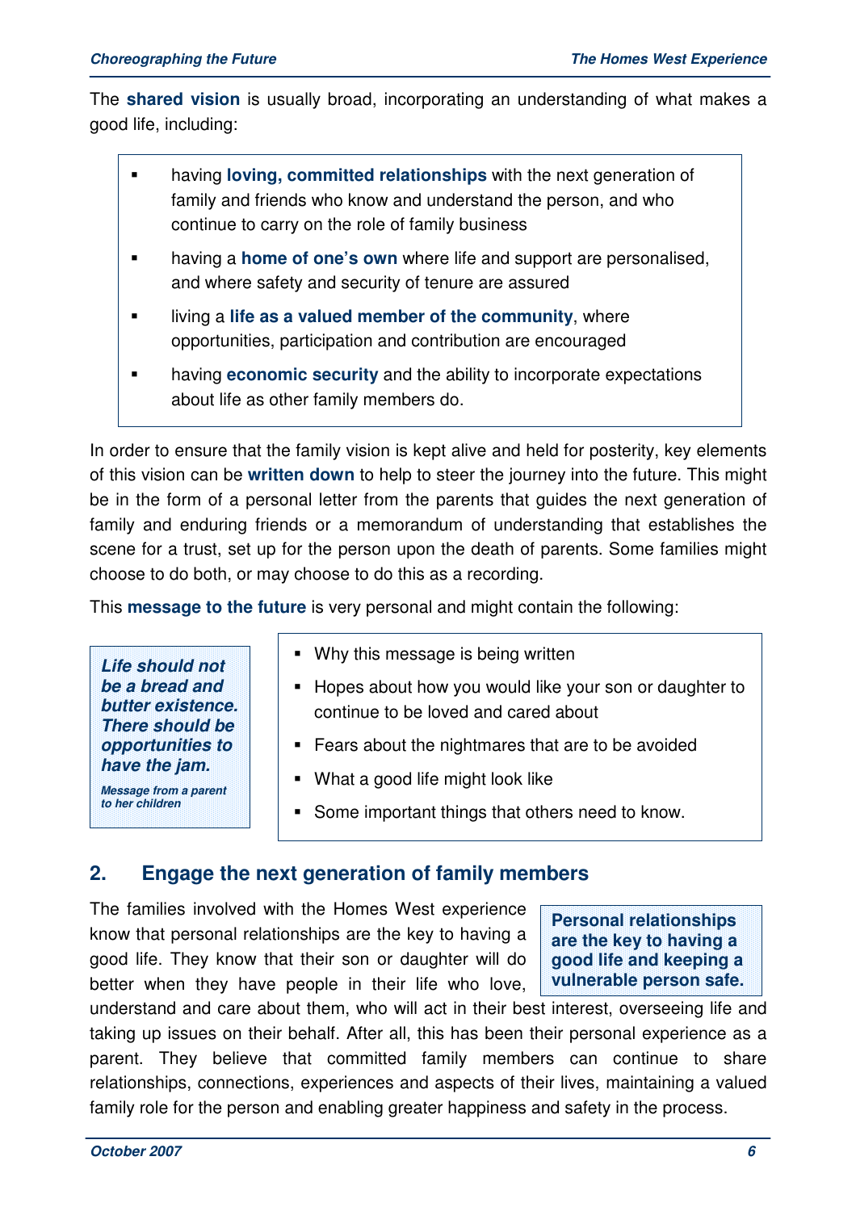The **shared vision** is usually broad, incorporating an understanding of what makes a good life, including:

- having **loving, committed relationships** with the next generation of family and friends who know and understand the person, and who continue to carry on the role of family business
- having a **home of one's own** where life and support are personalised, and where safety and security of tenure are assured
- living a **life as a valued member of the community**, where opportunities, participation and contribution are encouraged
- having **economic security** and the ability to incorporate expectations about life as other family members do.

In order to ensure that the family vision is kept alive and held for posterity, key elements of this vision can be **written down** to help to steer the journey into the future. This might be in the form of a personal letter from the parents that guides the next generation of family and enduring friends or a memorandum of understanding that establishes the scene for a trust, set up for the person upon the death of parents. Some families might choose to do both, or may choose to do this as a recording.

This **message to the future** is very personal and might contain the following:

> ***Life should not be a bread and butter existence. There should be opportunities to have the jam.***
>
> ***Message from a parent to her children***

- Why this message is being written
- Hopes about how you would like your son or daughter to continue to be loved and cared about
- Fears about the nightmares that are to be avoided
- What a good life might look like
- Some important things that others need to know.

## 2. Engage the next generation of family members

> **Personal relationships are the key to having a good life and keeping a vulnerable person safe.**

The families involved with the Homes West experience know that personal relationships are the key to having a good life. They know that their son or daughter will do better when they have people in their life who love, understand and care about them, who will act in their best interest, overseeing life and taking up issues on their behalf. After all, this has been their personal experience as a parent. They believe that committed family members can continue to share relationships, connections, experiences and aspects of their lives, maintaining a valued family role for the person and enabling greater happiness and safety in the process.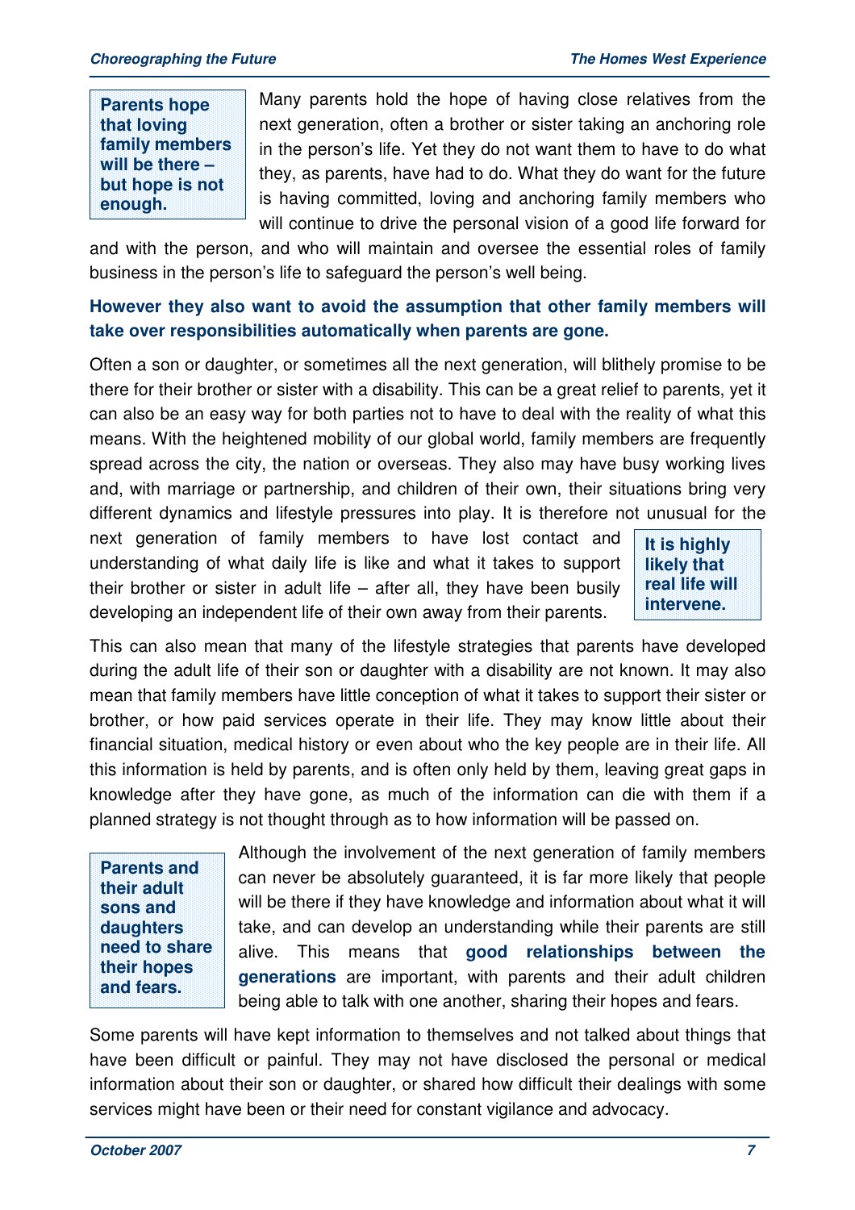**Parents hope that loving family members will be there – but hope is not enough.**

Many parents hold the hope of having close relatives from the next generation, often a brother or sister taking an anchoring role in the person's life. Yet they do not want them to have to do what they, as parents, have had to do. What they do want for the future is having committed, loving and anchoring family members who will continue to drive the personal vision of a good life forward for and with the person, and who will maintain and oversee the essential roles of family business in the person's life to safeguard the person's well being.

**However they also want to avoid the assumption that other family members will take over responsibilities automatically when parents are gone.**

Often a son or daughter, or sometimes all the next generation, will blithely promise to be there for their brother or sister with a disability. This can be a great relief to parents, yet it can also be an easy way for both parties not to have to deal with the reality of what this means. With the heightened mobility of our global world, family members are frequently spread across the city, the nation or overseas. They also may have busy working lives and, with marriage or partnership, and children of their own, their situations bring very different dynamics and lifestyle pressures into play. It is therefore not unusual for the next generation of family members to have lost contact and understanding of what daily life is like and what it takes to support their brother or sister in adult life – after all, they have been busily developing an independent life of their own away from their parents.

**It is highly likely that real life will intervene.**

This can also mean that many of the lifestyle strategies that parents have developed during the adult life of their son or daughter with a disability are not known. It may also mean that family members have little conception of what it takes to support their sister or brother, or how paid services operate in their life. They may know little about their financial situation, medical history or even about who the key people are in their life. All this information is held by parents, and is often only held by them, leaving great gaps in knowledge after they have gone, as much of the information can die with them if a planned strategy is not thought through as to how information will be passed on.

**Parents and their adult sons and daughters need to share their hopes and fears.**

Although the involvement of the next generation of family members can never be absolutely guaranteed, it is far more likely that people will be there if they have knowledge and information about what it will take, and can develop an understanding while their parents are still alive. This means that **good relationships between the generations** are important, with parents and their adult children being able to talk with one another, sharing their hopes and fears.

Some parents will have kept information to themselves and not talked about things that have been difficult or painful. They may not have disclosed the personal or medical information about their son or daughter, or shared how difficult their dealings with some services might have been or their need for constant vigilance and advocacy.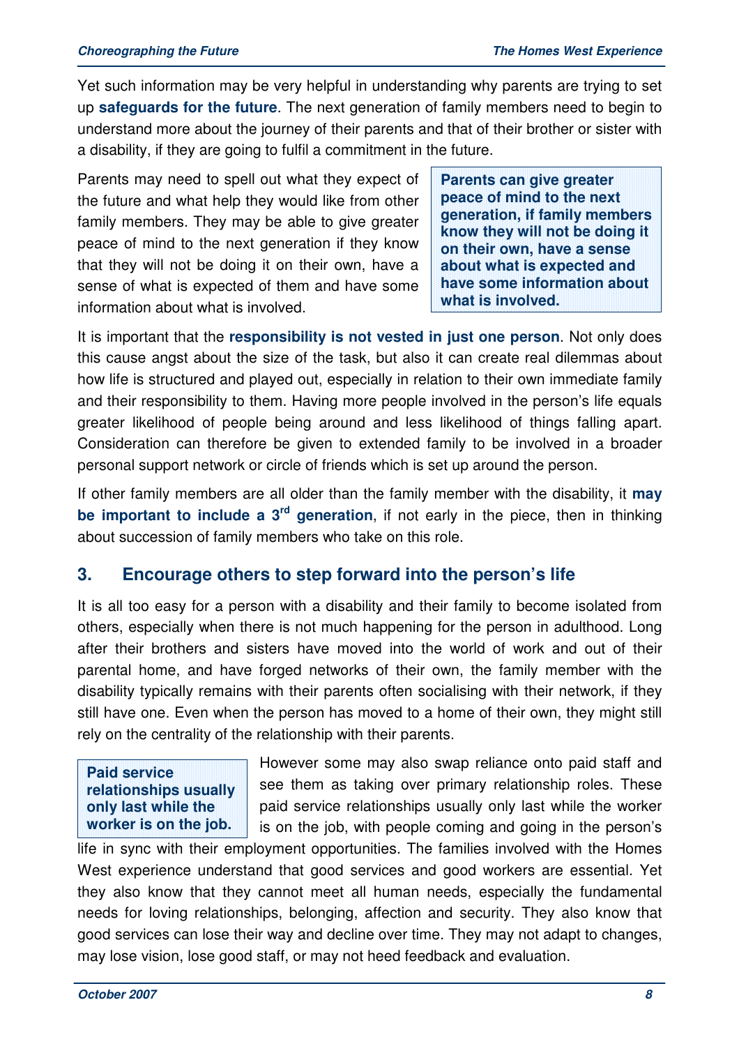Yet such information may be very helpful in understanding why parents are trying to set up **safeguards for the future**. The next generation of family members need to begin to understand more about the journey of their parents and that of their brother or sister with a disability, if they are going to fulfil a commitment in the future.

Parents may need to spell out what they expect of the future and what help they would like from other family members. They may be able to give greater peace of mind to the next generation if they know that they will not be doing it on their own, have a sense of what is expected of them and have some information about what is involved.

> **Parents can give greater peace of mind to the next generation, if family members know they will not be doing it on their own, have a sense about what is expected and have some information about what is involved.**

It is important that the **responsibility is not vested in just one person**. Not only does this cause angst about the size of the task, but also it can create real dilemmas about how life is structured and played out, especially in relation to their own immediate family and their responsibility to them. Having more people involved in the person's life equals greater likelihood of people being around and less likelihood of things falling apart. Consideration can therefore be given to extended family to be involved in a broader personal support network or circle of friends which is set up around the person.

If other family members are all older than the family member with the disability, it **may be important to include a 3rd generation**, if not early in the piece, then in thinking about succession of family members who take on this role.

## 3. Encourage others to step forward into the person's life

It is all too easy for a person with a disability and their family to become isolated from others, especially when there is not much happening for the person in adulthood. Long after their brothers and sisters have moved into the world of work and out of their parental home, and have forged networks of their own, the family member with the disability typically remains with their parents often socialising with their network, if they still have one. Even when the person has moved to a home of their own, they might still rely on the centrality of the relationship with their parents.

> **Paid service relationships usually only last while the worker is on the job.**

However some may also swap reliance onto paid staff and see them as taking over primary relationship roles. These paid service relationships usually only last while the worker is on the job, with people coming and going in the person's life in sync with their employment opportunities. The families involved with the Homes West experience understand that good services and good workers are essential. Yet they also know that they cannot meet all human needs, especially the fundamental needs for loving relationships, belonging, affection and security. They also know that good services can lose their way and decline over time. They may not adapt to changes, may lose vision, lose good staff, or may not heed feedback and evaluation.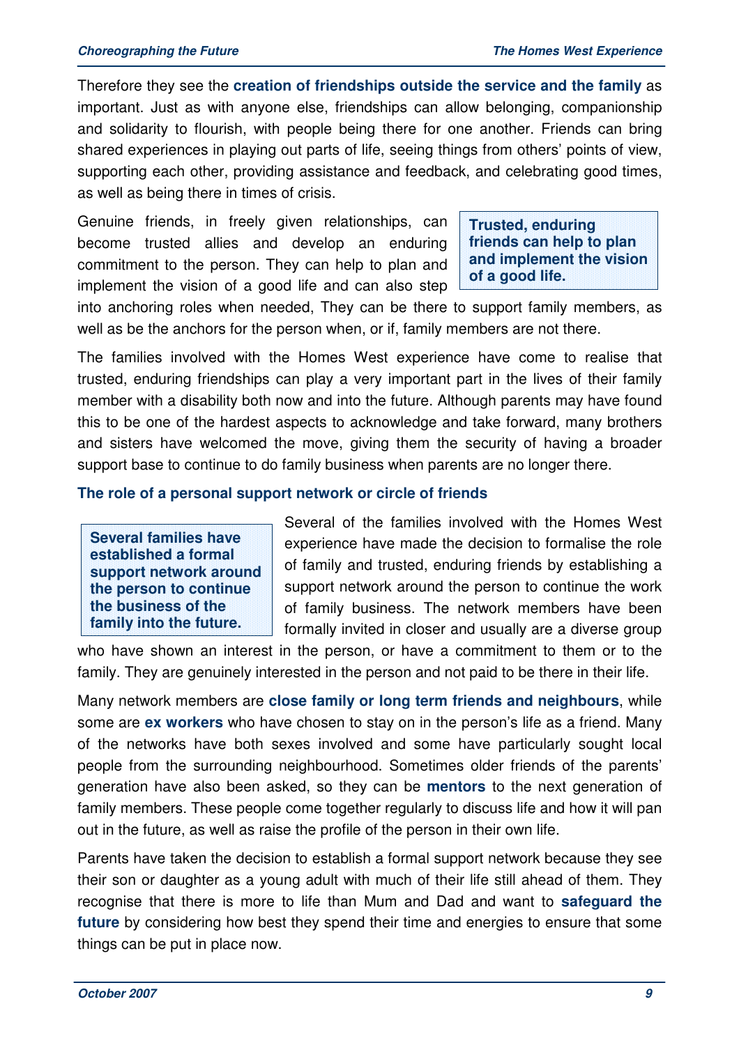Therefore they see the **creation of friendships outside the service and the family** as important. Just as with anyone else, friendships can allow belonging, companionship and solidarity to flourish, with people being there for one another. Friends can bring shared experiences in playing out parts of life, seeing things from others' points of view, supporting each other, providing assistance and feedback, and celebrating good times, as well as being there in times of crisis.

Genuine friends, in freely given relationships, can become trusted allies and develop an enduring commitment to the person. They can help to plan and implement the vision of a good life and can also step into anchoring roles when needed, They can be there to support family members, as well as be the anchors for the person when, or if, family members are not there.

> **Trusted, enduring friends can help to plan and implement the vision of a good life.**

The families involved with the Homes West experience have come to realise that trusted, enduring friendships can play a very important part in the lives of their family member with a disability both now and into the future. Although parents may have found this to be one of the hardest aspects to acknowledge and take forward, many brothers and sisters have welcomed the move, giving them the security of having a broader support base to continue to do family business when parents are no longer there.

### The role of a personal support network or circle of friends

> **Several families have established a formal support network around the person to continue the business of the family into the future.**

Several of the families involved with the Homes West experience have made the decision to formalise the role of family and trusted, enduring friends by establishing a support network around the person to continue the work of family business. The network members have been formally invited in closer and usually are a diverse group who have shown an interest in the person, or have a commitment to them or to the family. They are genuinely interested in the person and not paid to be there in their life.

Many network members are **close family or long term friends and neighbours**, while some are **ex workers** who have chosen to stay on in the person's life as a friend. Many of the networks have both sexes involved and some have particularly sought local people from the surrounding neighbourhood. Sometimes older friends of the parents' generation have also been asked, so they can be **mentors** to the next generation of family members. These people come together regularly to discuss life and how it will pan out in the future, as well as raise the profile of the person in their own life.

Parents have taken the decision to establish a formal support network because they see their son or daughter as a young adult with much of their life still ahead of them. They recognise that there is more to life than Mum and Dad and want to **safeguard the future** by considering how best they spend their time and energies to ensure that some things can be put in place now.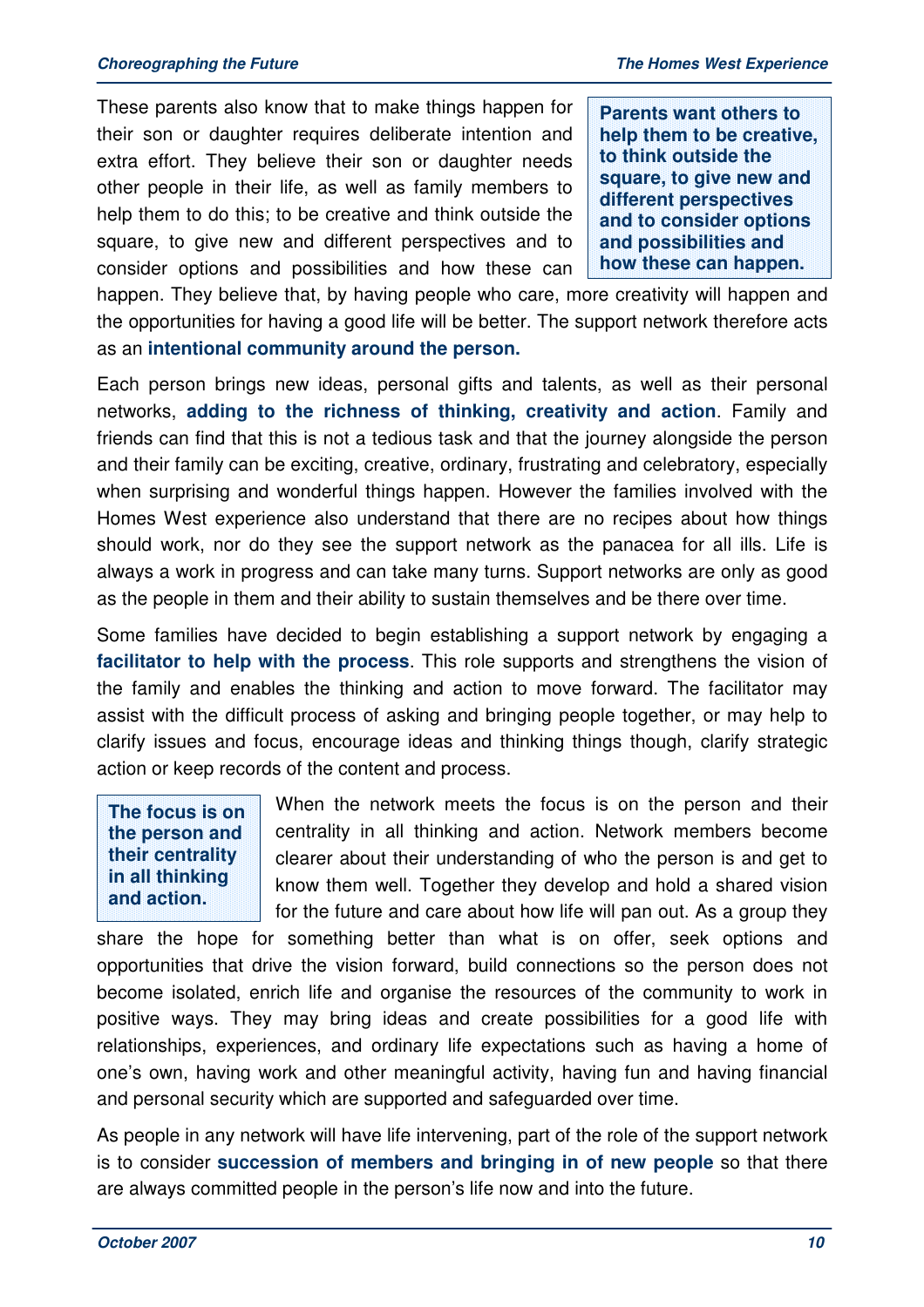These parents also know that to make things happen for their son or daughter requires deliberate intention and extra effort. They believe their son or daughter needs other people in their life, as well as family members to help them to do this; to be creative and think outside the square, to give new and different perspectives and to consider options and possibilities and how these can happen. They believe that, by having people who care, more creativity will happen and the opportunities for having a good life will be better. The support network therefore acts as an **intentional community around the person.**

> **Parents want others to help them to be creative, to think outside the square, to give new and different perspectives and to consider options and possibilities and how these can happen.**

Each person brings new ideas, personal gifts and talents, as well as their personal networks, **adding to the richness of thinking, creativity and action**. Family and friends can find that this is not a tedious task and that the journey alongside the person and their family can be exciting, creative, ordinary, frustrating and celebratory, especially when surprising and wonderful things happen. However the families involved with the Homes West experience also understand that there are no recipes about how things should work, nor do they see the support network as the panacea for all ills. Life is always a work in progress and can take many turns. Support networks are only as good as the people in them and their ability to sustain themselves and be there over time.

Some families have decided to begin establishing a support network by engaging a **facilitator to help with the process**. This role supports and strengthens the vision of the family and enables the thinking and action to move forward. The facilitator may assist with the difficult process of asking and bringing people together, or may help to clarify issues and focus, encourage ideas and thinking things though, clarify strategic action or keep records of the content and process.

> **The focus is on the person and their centrality in all thinking and action.**

When the network meets the focus is on the person and their centrality in all thinking and action. Network members become clearer about their understanding of who the person is and get to know them well. Together they develop and hold a shared vision for the future and care about how life will pan out. As a group they share the hope for something better than what is on offer, seek options and opportunities that drive the vision forward, build connections so the person does not become isolated, enrich life and organise the resources of the community to work in positive ways. They may bring ideas and create possibilities for a good life with relationships, experiences, and ordinary life expectations such as having a home of one's own, having work and other meaningful activity, having fun and having financial and personal security which are supported and safeguarded over time.

As people in any network will have life intervening, part of the role of the support network is to consider **succession of members and bringing in of new people** so that there are always committed people in the person's life now and into the future.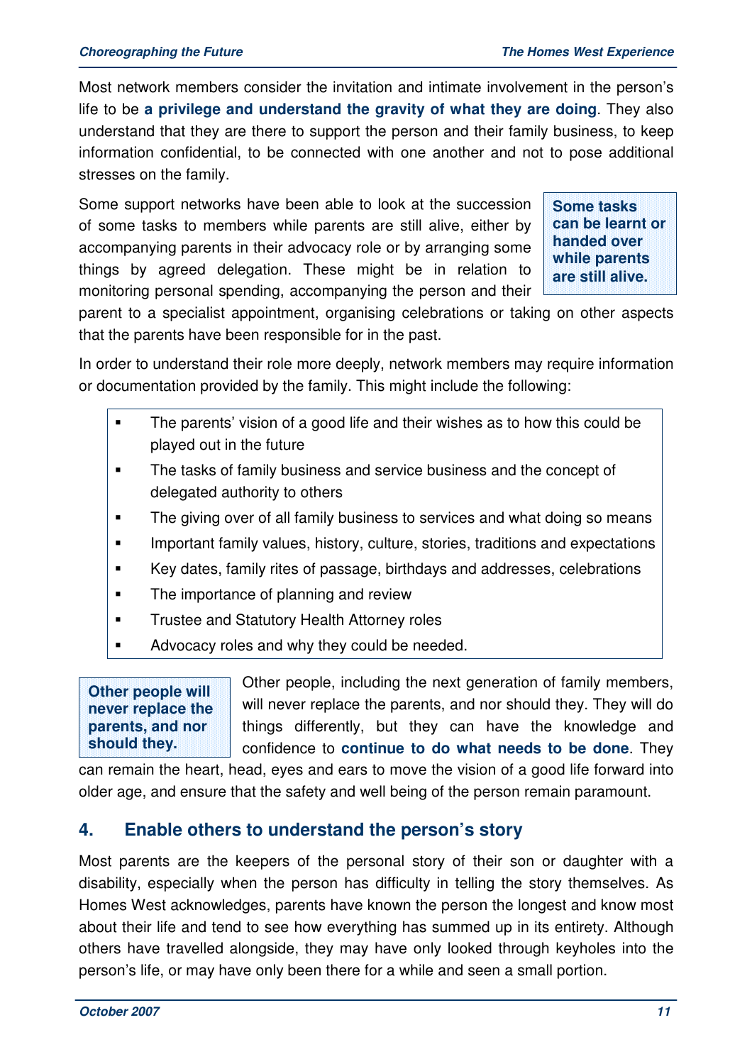Most network members consider the invitation and intimate involvement in the person's life to be **a privilege and understand the gravity of what they are doing**. They also understand that they are there to support the person and their family business, to keep information confidential, to be connected with one another and not to pose additional stresses on the family.

**Some tasks can be learnt or handed over while parents are still alive.**

Some support networks have been able to look at the succession of some tasks to members while parents are still alive, either by accompanying parents in their advocacy role or by arranging some things by agreed delegation. These might be in relation to monitoring personal spending, accompanying the person and their parent to a specialist appointment, organising celebrations or taking on other aspects that the parents have been responsible for in the past.

In order to understand their role more deeply, network members may require information or documentation provided by the family. This might include the following:

- The parents' vision of a good life and their wishes as to how this could be played out in the future
- The tasks of family business and service business and the concept of delegated authority to others
- The giving over of all family business to services and what doing so means
- Important family values, history, culture, stories, traditions and expectations
- Key dates, family rites of passage, birthdays and addresses, celebrations
- The importance of planning and review
- Trustee and Statutory Health Attorney roles
- Advocacy roles and why they could be needed.

**Other people will never replace the parents, and nor should they.**

Other people, including the next generation of family members, will never replace the parents, and nor should they. They will do things differently, but they can have the knowledge and confidence to **continue to do what needs to be done**. They can remain the heart, head, eyes and ears to move the vision of a good life forward into older age, and ensure that the safety and well being of the person remain paramount.

## 4. Enable others to understand the person's story

Most parents are the keepers of the personal story of their son or daughter with a disability, especially when the person has difficulty in telling the story themselves. As Homes West acknowledges, parents have known the person the longest and know most about their life and tend to see how everything has summed up in its entirety. Although others have travelled alongside, they may have only looked through keyholes into the person's life, or may have only been there for a while and seen a small portion.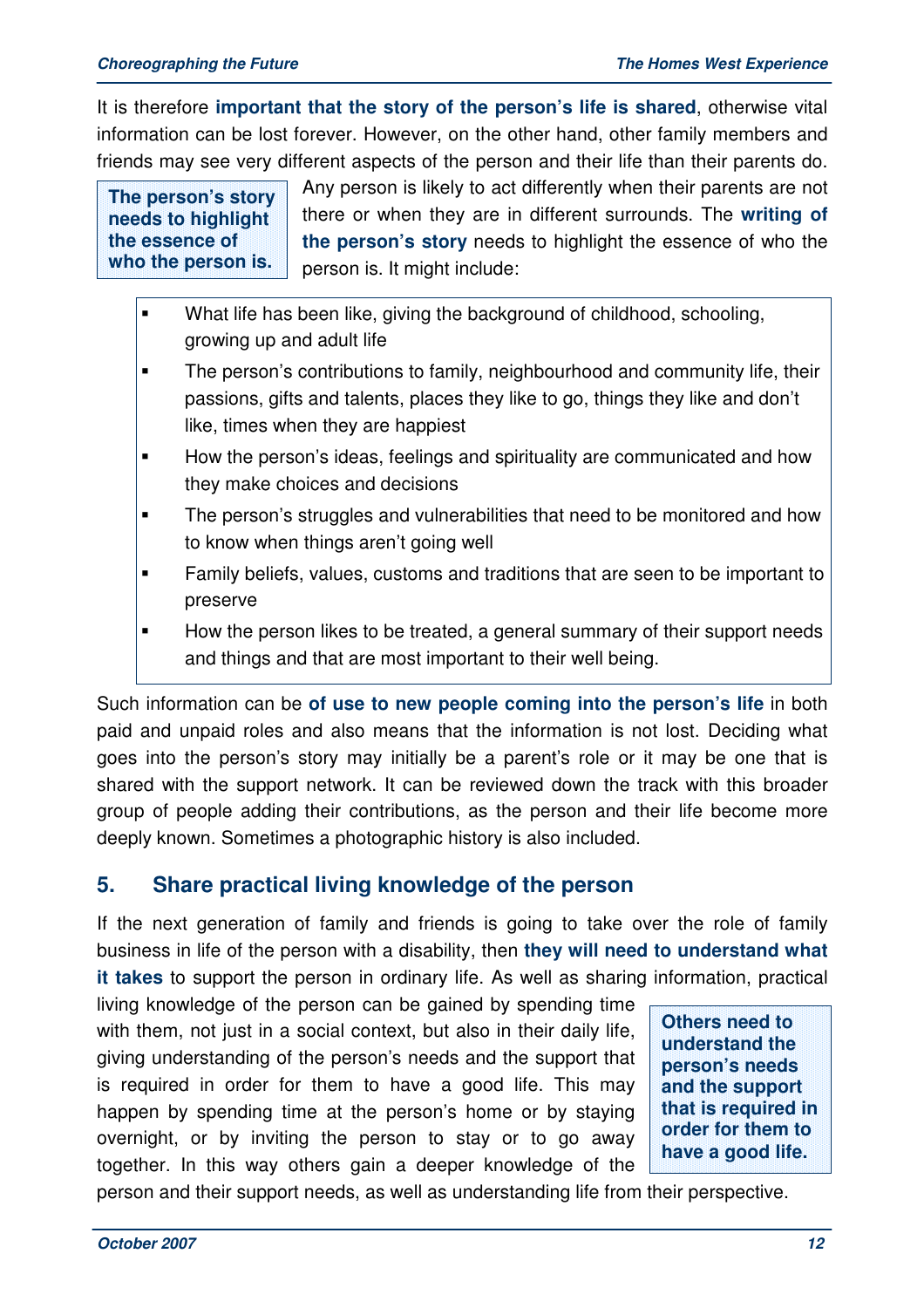It is therefore **important that the story of the person's life is shared**, otherwise vital information can be lost forever. However, on the other hand, other family members and friends may see very different aspects of the person and their life than their parents do. Any person is likely to act differently when their parents are not there or when they are in different surrounds. The **writing of the person's story** needs to highlight the essence of who the person is. It might include:

**The person's story needs to highlight the essence of who the person is.**

- What life has been like, giving the background of childhood, schooling, growing up and adult life
- The person's contributions to family, neighbourhood and community life, their passions, gifts and talents, places they like to go, things they like and don't like, times when they are happiest
- How the person's ideas, feelings and spirituality are communicated and how they make choices and decisions
- The person's struggles and vulnerabilities that need to be monitored and how to know when things aren't going well
- Family beliefs, values, customs and traditions that are seen to be important to preserve
- How the person likes to be treated, a general summary of their support needs and things and that are most important to their well being.

Such information can be **of use to new people coming into the person's life** in both paid and unpaid roles and also means that the information is not lost. Deciding what goes into the person's story may initially be a parent's role or it may be one that is shared with the support network. It can be reviewed down the track with this broader group of people adding their contributions, as the person and their life become more deeply known. Sometimes a photographic history is also included.

## 5. Share practical living knowledge of the person

If the next generation of family and friends is going to take over the role of family business in life of the person with a disability, then **they will need to understand what it takes** to support the person in ordinary life. As well as sharing information, practical living knowledge of the person can be gained by spending time with them, not just in a social context, but also in their daily life, giving understanding of the person's needs and the support that is required in order for them to have a good life. This may happen by spending time at the person's home or by staying overnight, or by inviting the person to stay or to go away together. In this way others gain a deeper knowledge of the person and their support needs, as well as understanding life from their perspective.

**Others need to understand the person's needs and the support that is required in order for them to have a good life.**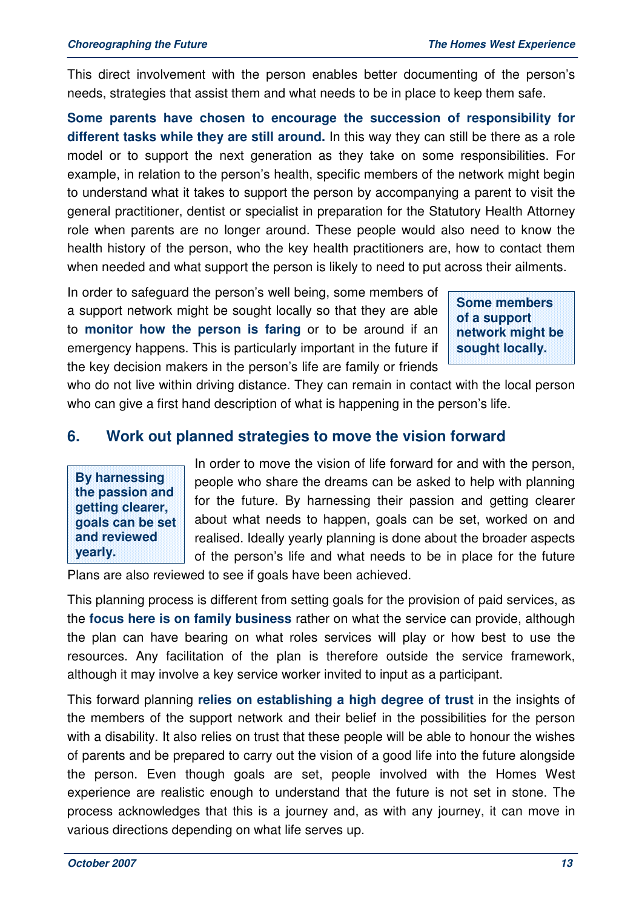This direct involvement with the person enables better documenting of the person's needs, strategies that assist them and what needs to be in place to keep them safe.

**Some parents have chosen to encourage the succession of responsibility for different tasks while they are still around.** In this way they can still be there as a role model or to support the next generation as they take on some responsibilities. For example, in relation to the person's health, specific members of the network might begin to understand what it takes to support the person by accompanying a parent to visit the general practitioner, dentist or specialist in preparation for the Statutory Health Attorney role when parents are no longer around. These people would also need to know the health history of the person, who the key health practitioners are, how to contact them when needed and what support the person is likely to need to put across their ailments.

> **Some members of a support network might be sought locally.**

In order to safeguard the person's well being, some members of a support network might be sought locally so that they are able to **monitor how the person is faring** or to be around if an emergency happens. This is particularly important in the future if the key decision makers in the person's life are family or friends who do not live within driving distance. They can remain in contact with the local person who can give a first hand description of what is happening in the person's life.

## 6. Work out planned strategies to move the vision forward

> **By harnessing the passion and getting clearer, goals can be set and reviewed yearly.**

In order to move the vision of life forward for and with the person, people who share the dreams can be asked to help with planning for the future. By harnessing their passion and getting clearer about what needs to happen, goals can be set, worked on and realised. Ideally yearly planning is done about the broader aspects of the person's life and what needs to be in place for the future Plans are also reviewed to see if goals have been achieved.

This planning process is different from setting goals for the provision of paid services, as the **focus here is on family business** rather on what the service can provide, although the plan can have bearing on what roles services will play or how best to use the resources. Any facilitation of the plan is therefore outside the service framework, although it may involve a key service worker invited to input as a participant.

This forward planning **relies on establishing a high degree of trust** in the insights of the members of the support network and their belief in the possibilities for the person with a disability. It also relies on trust that these people will be able to honour the wishes of parents and be prepared to carry out the vision of a good life into the future alongside the person. Even though goals are set, people involved with the Homes West experience are realistic enough to understand that the future is not set in stone. The process acknowledges that this is a journey and, as with any journey, it can move in various directions depending on what life serves up.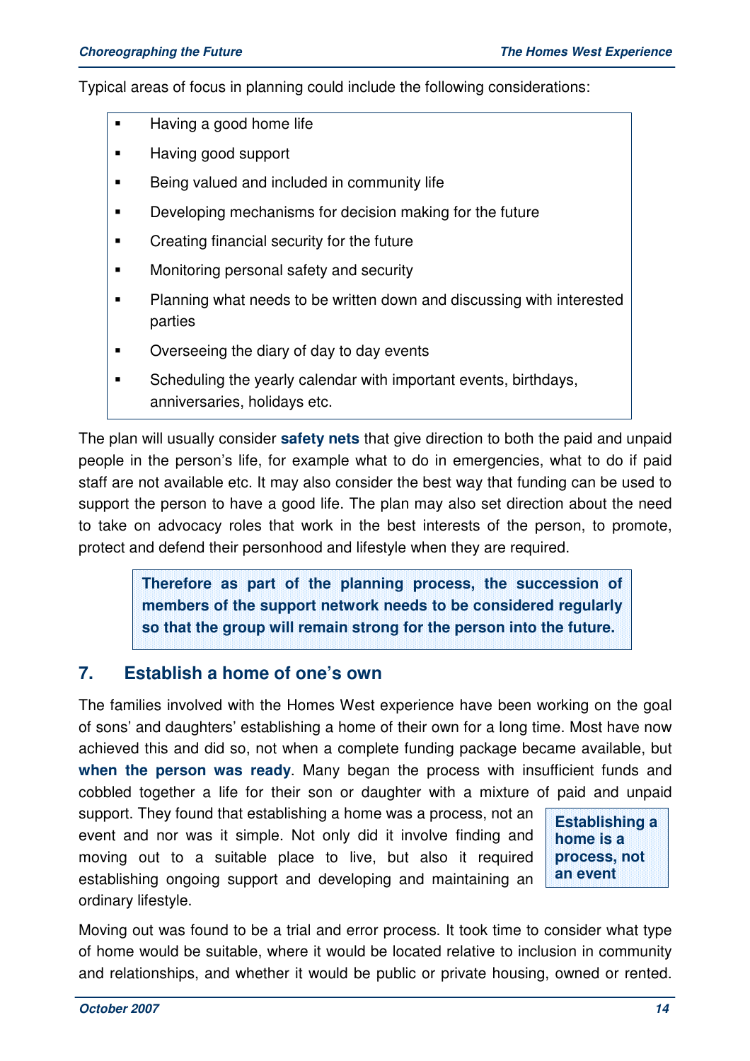Typical areas of focus in planning could include the following considerations:

- Having a good home life
- Having good support
- Being valued and included in community life
- Developing mechanisms for decision making for the future
- Creating financial security for the future
- Monitoring personal safety and security
- Planning what needs to be written down and discussing with interested parties
- Overseeing the diary of day to day events
- Scheduling the yearly calendar with important events, birthdays, anniversaries, holidays etc.

The plan will usually consider **safety nets** that give direction to both the paid and unpaid people in the person's life, for example what to do in emergencies, what to do if paid staff are not available etc. It may also consider the best way that funding can be used to support the person to have a good life. The plan may also set direction about the need to take on advocacy roles that work in the best interests of the person, to promote, protect and defend their personhood and lifestyle when they are required.

> **Therefore as part of the planning process, the succession of members of the support network needs to be considered regularly so that the group will remain strong for the person into the future.**

## 7. Establish a home of one's own

The families involved with the Homes West experience have been working on the goal of sons' and daughters' establishing a home of their own for a long time. Most have now achieved this and did so, not when a complete funding package became available, but **when the person was ready**. Many began the process with insufficient funds and cobbled together a life for their son or daughter with a mixture of paid and unpaid support. They found that establishing a home was a process, not an event and nor was it simple. Not only did it involve finding and moving out to a suitable place to live, but also it required establishing ongoing support and developing and maintaining an ordinary lifestyle.

> **Establishing a home is a process, not an event**

Moving out was found to be a trial and error process. It took time to consider what type of home would be suitable, where it would be located relative to inclusion in community and relationships, and whether it would be public or private housing, owned or rented.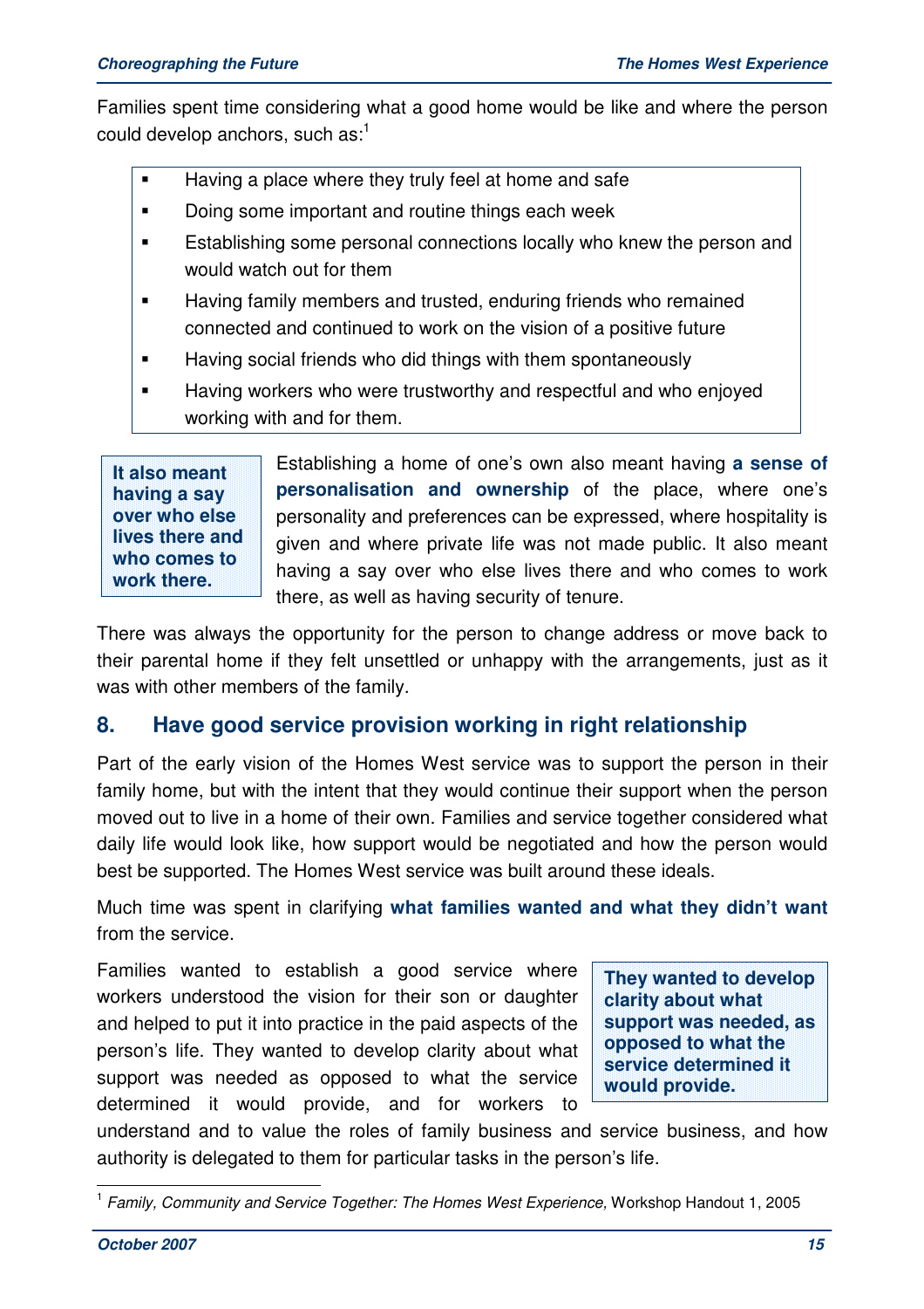Families spent time considering what a good home would be like and where the person could develop anchors, such as:[1]

- Having a place where they truly feel at home and safe
- Doing some important and routine things each week
- Establishing some personal connections locally who knew the person and would watch out for them
- Having family members and trusted, enduring friends who remained connected and continued to work on the vision of a positive future
- Having social friends who did things with them spontaneously
- Having workers who were trustworthy and respectful and who enjoyed working with and for them.

**It also meant having a say over who else lives there and who comes to work there.**

Establishing a home of one's own also meant having **a sense of personalisation and ownership** of the place, where one's personality and preferences can be expressed, where hospitality is given and where private life was not made public. It also meant having a say over who else lives there and who comes to work there, as well as having security of tenure.

There was always the opportunity for the person to change address or move back to their parental home if they felt unsettled or unhappy with the arrangements, just as it was with other members of the family.

## 8. Have good service provision working in right relationship

Part of the early vision of the Homes West service was to support the person in their family home, but with the intent that they would continue their support when the person moved out to live in a home of their own. Families and service together considered what daily life would look like, how support would be negotiated and how the person would best be supported. The Homes West service was built around these ideals.

Much time was spent in clarifying **what families wanted and what they didn't want** from the service.

**They wanted to develop clarity about what support was needed, as opposed to what the service determined it would provide.**

Families wanted to establish a good service where workers understood the vision for their son or daughter and helped to put it into practice in the paid aspects of the person's life. They wanted to develop clarity about what support was needed as opposed to what the service determined it would provide, and for workers to understand and to value the roles of family business and service business, and how authority is delegated to them for particular tasks in the person's life.

[1] *Family, Community and Service Together: The Homes West Experience*, Workshop Handout 1, 2005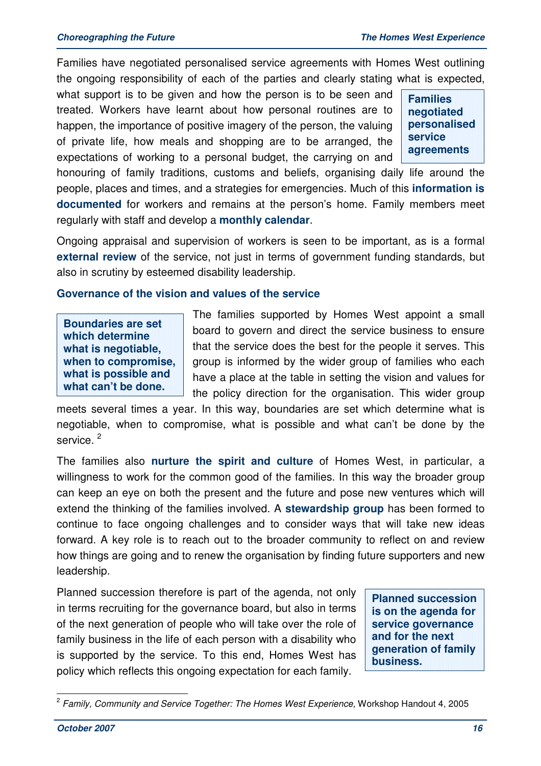Families have negotiated personalised service agreements with Homes West outlining the ongoing responsibility of each of the parties and clearly stating what is expected, what support is to be given and how the person is to be seen and treated. Workers have learnt about how personal routines are to happen, the importance of positive imagery of the person, the valuing of private life, how meals and shopping are to be arranged, the expectations of working to a personal budget, the carrying on and honouring of family traditions, customs and beliefs, organising daily life around the people, places and times, and a strategies for emergencies. Much of this **information is documented** for workers and remains at the person's home. Family members meet regularly with staff and develop a **monthly calendar**.

> **Families negotiated personalised service agreements**

Ongoing appraisal and supervision of workers is seen to be important, as is a formal **external review** of the service, not just in terms of government funding standards, but also in scrutiny by esteemed disability leadership.

### Governance of the vision and values of the service

> **Boundaries are set which determine what is negotiable, when to compromise, what is possible and what can't be done.**

The families supported by Homes West appoint a small board to govern and direct the service business to ensure that the service does the best for the people it serves. This group is informed by the wider group of families who each have a place at the table in setting the vision and values for the policy direction for the organisation. This wider group meets several times a year. In this way, boundaries are set which determine what is negotiable, when to compromise, what is possible and what can't be done by the service. [2]

The families also **nurture the spirit and culture** of Homes West, in particular, a willingness to work for the common good of the families. In this way the broader group can keep an eye on both the present and the future and pose new ventures which will extend the thinking of the families involved. A **stewardship group** has been formed to continue to face ongoing challenges and to consider ways that will take new ideas forward. A key role is to reach out to the broader community to reflect on and review how things are going and to renew the organisation by finding future supporters and new leadership.

Planned succession therefore is part of the agenda, not only in terms recruiting for the governance board, but also in terms of the next generation of people who will take over the role of family business in the life of each person with a disability who is supported by the service. To this end, Homes West has policy which reflects this ongoing expectation for each family.

> **Planned succession is on the agenda for service governance and for the next generation of family business.**

---

[2] *Family, Community and Service Together: The Homes West Experience*, Workshop Handout 4, 2005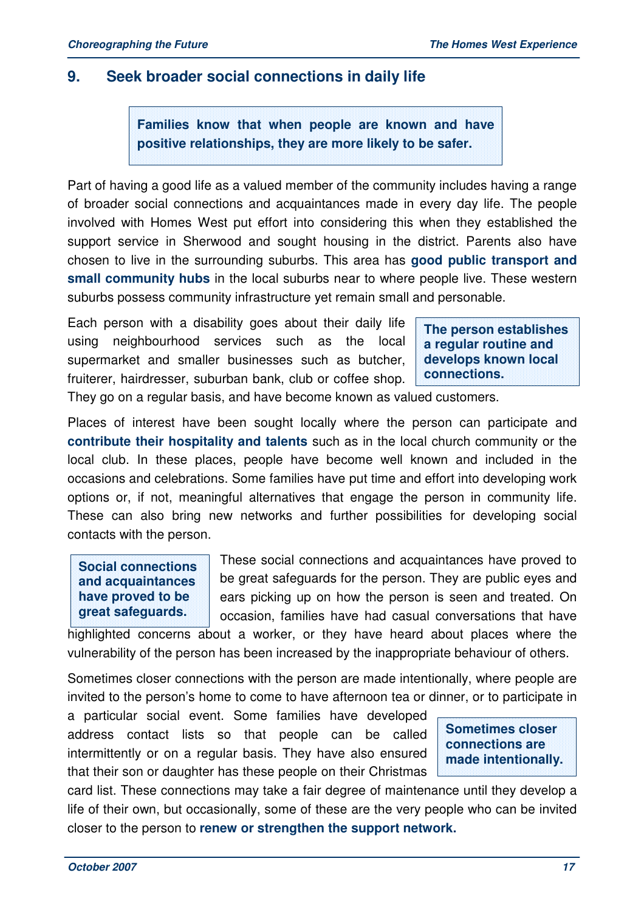## 9. Seek broader social connections in daily life

> **Families know that when people are known and have positive relationships, they are more likely to be safer.**

Part of having a good life as a valued member of the community includes having a range of broader social connections and acquaintances made in every day life. The people involved with Homes West put effort into considering this when they established the support service in Sherwood and sought housing in the district. Parents also have chosen to live in the surrounding suburbs. This area has **good public transport and small community hubs** in the local suburbs near to where people live. These western suburbs possess community infrastructure yet remain small and personable.

> **The person establishes a regular routine and develops known local connections.**

Each person with a disability goes about their daily life using neighbourhood services such as the local supermarket and smaller businesses such as butcher, fruiterer, hairdresser, suburban bank, club or coffee shop. They go on a regular basis, and have become known as valued customers.

Places of interest have been sought locally where the person can participate and **contribute their hospitality and talents** such as in the local church community or the local club. In these places, people have become well known and included in the occasions and celebrations. Some families have put time and effort into developing work options or, if not, meaningful alternatives that engage the person in community life. These can also bring new networks and further possibilities for developing social contacts with the person.

> **Social connections and acquaintances have proved to be great safeguards.**

These social connections and acquaintances have proved to be great safeguards for the person. They are public eyes and ears picking up on how the person is seen and treated. On occasion, families have had casual conversations that have highlighted concerns about a worker, or they have heard about places where the vulnerability of the person has been increased by the inappropriate behaviour of others.

> **Sometimes closer connections are made intentionally.**

Sometimes closer connections with the person are made intentionally, where people are invited to the person's home to come to have afternoon tea or dinner, or to participate in a particular social event. Some families have developed address contact lists so that people can be called intermittently or on a regular basis. They have also ensured that their son or daughter has these people on their Christmas card list. These connections may take a fair degree of maintenance until they develop a life of their own, but occasionally, some of these are the very people who can be invited closer to the person to **renew or strengthen the support network.**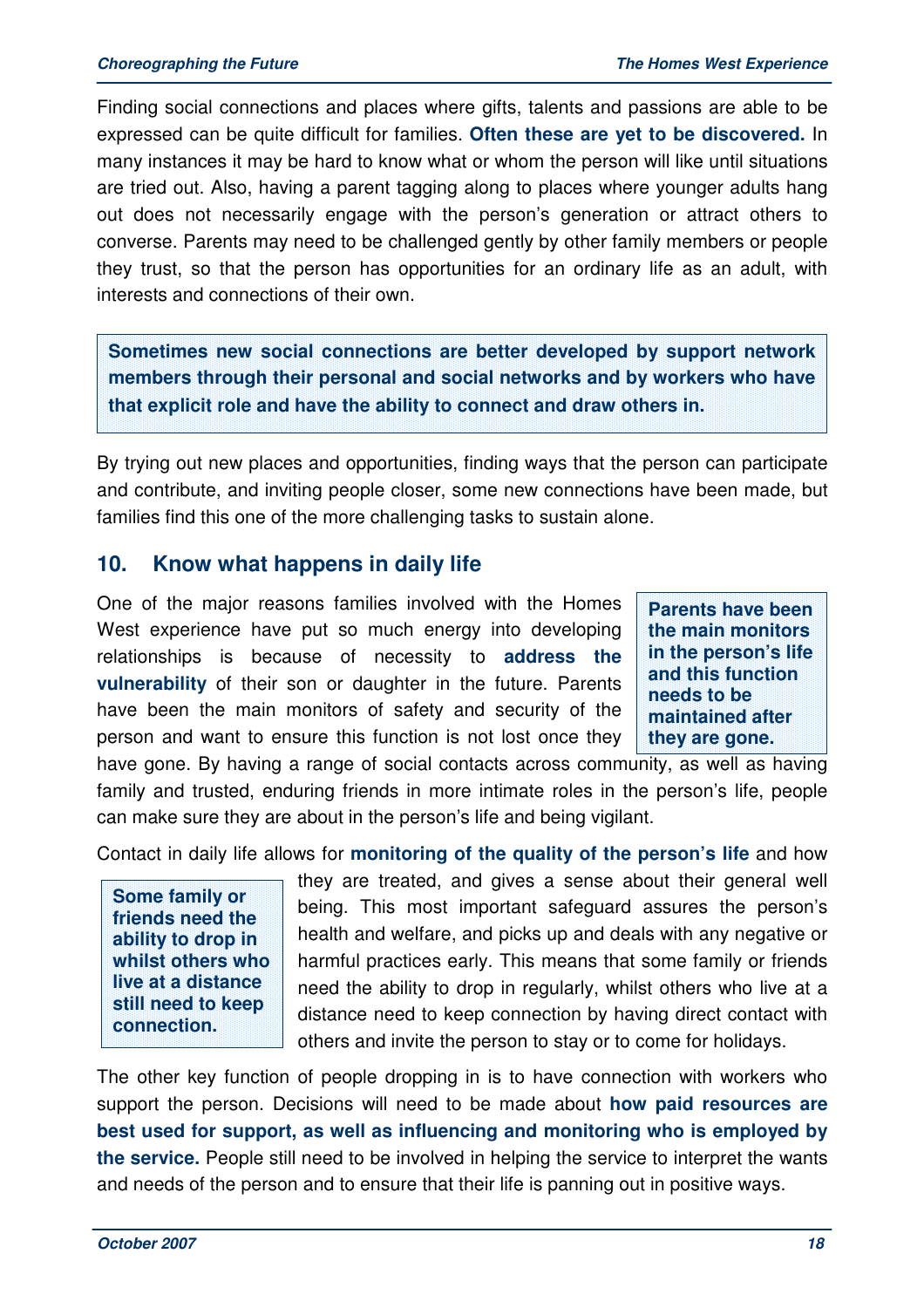Finding social connections and places where gifts, talents and passions are able to be expressed can be quite difficult for families. **Often these are yet to be discovered.** In many instances it may be hard to know what or whom the person will like until situations are tried out. Also, having a parent tagging along to places where younger adults hang out does not necessarily engage with the person's generation or attract others to converse. Parents may need to be challenged gently by other family members or people they trust, so that the person has opportunities for an ordinary life as an adult, with interests and connections of their own.

> **Sometimes new social connections are better developed by support network members through their personal and social networks and by workers who have that explicit role and have the ability to connect and draw others in.**

By trying out new places and opportunities, finding ways that the person can participate and contribute, and inviting people closer, some new connections have been made, but families find this one of the more challenging tasks to sustain alone.

## 10. Know what happens in daily life

> **Parents have been the main monitors in the person's life and this function needs to be maintained after they are gone.**

One of the major reasons families involved with the Homes West experience have put so much energy into developing relationships is because of necessity to **address the vulnerability** of their son or daughter in the future. Parents have been the main monitors of safety and security of the person and want to ensure this function is not lost once they have gone. By having a range of social contacts across community, as well as having family and trusted, enduring friends in more intimate roles in the person's life, people can make sure they are about in the person's life and being vigilant.

> **Some family or friends need the ability to drop in whilst others who live at a distance still need to keep connection.**

Contact in daily life allows for **monitoring of the quality of the person's life** and how they are treated, and gives a sense about their general well being. This most important safeguard assures the person's health and welfare, and picks up and deals with any negative or harmful practices early. This means that some family or friends need the ability to drop in regularly, whilst others who live at a distance need to keep connection by having direct contact with others and invite the person to stay or to come for holidays.

The other key function of people dropping in is to have connection with workers who support the person. Decisions will need to be made about **how paid resources are best used for support, as well as influencing and monitoring who is employed by the service.** People still need to be involved in helping the service to interpret the wants and needs of the person and to ensure that their life is panning out in positive ways.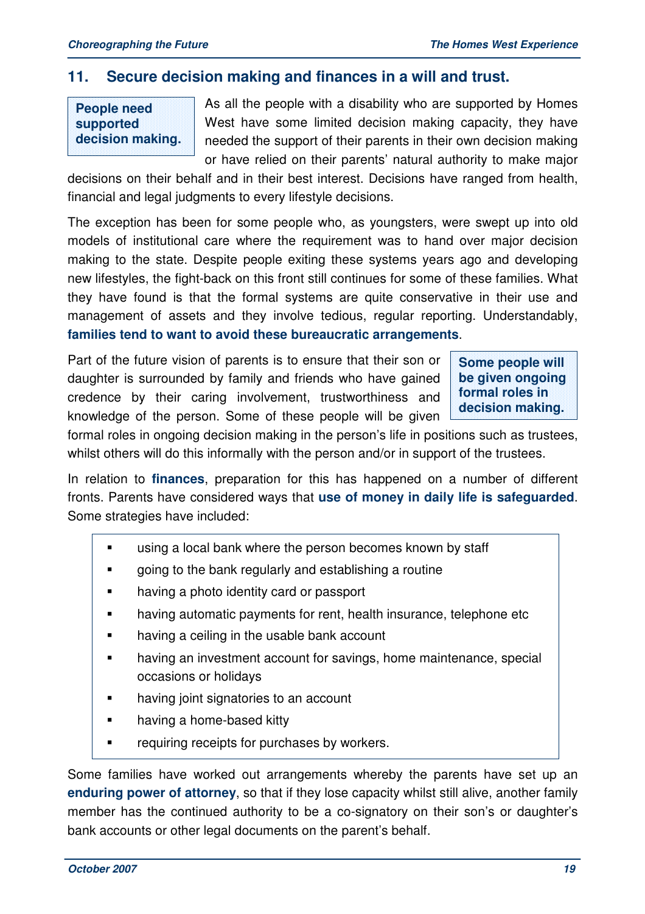## 11. Secure decision making and finances in a will and trust.

**People need supported decision making.**

As all the people with a disability who are supported by Homes West have some limited decision making capacity, they have needed the support of their parents in their own decision making or have relied on their parents' natural authority to make major decisions on their behalf and in their best interest. Decisions have ranged from health, financial and legal judgments to every lifestyle decisions.

The exception has been for some people who, as youngsters, were swept up into old models of institutional care where the requirement was to hand over major decision making to the state. Despite people exiting these systems years ago and developing new lifestyles, the fight-back on this front still continues for some of these families. What they have found is that the formal systems are quite conservative in their use and management of assets and they involve tedious, regular reporting. Understandably, **families tend to want to avoid these bureaucratic arrangements**.

**Some people will be given ongoing formal roles in decision making.**

Part of the future vision of parents is to ensure that their son or daughter is surrounded by family and friends who have gained credence by their caring involvement, trustworthiness and knowledge of the person. Some of these people will be given formal roles in ongoing decision making in the person's life in positions such as trustees, whilst others will do this informally with the person and/or in support of the trustees.

In relation to **finances**, preparation for this has happened on a number of different fronts. Parents have considered ways that **use of money in daily life is safeguarded**. Some strategies have included:

- using a local bank where the person becomes known by staff
- going to the bank regularly and establishing a routine
- having a photo identity card or passport
- having automatic payments for rent, health insurance, telephone etc
- having a ceiling in the usable bank account
- having an investment account for savings, home maintenance, special occasions or holidays
- having joint signatories to an account
- having a home-based kitty
- requiring receipts for purchases by workers.

Some families have worked out arrangements whereby the parents have set up an **enduring power of attorney**, so that if they lose capacity whilst still alive, another family member has the continued authority to be a co-signatory on their son's or daughter's bank accounts or other legal documents on the parent's behalf.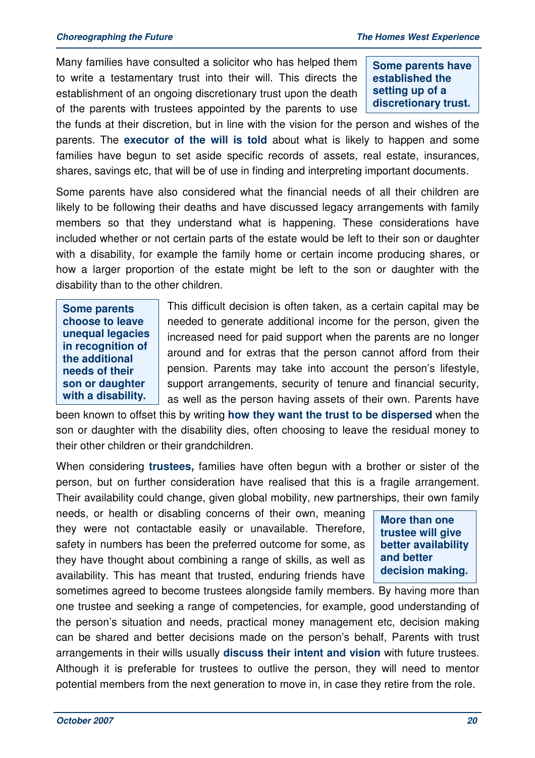Many families have consulted a solicitor who has helped them to write a testamentary trust into their will. This directs the establishment of an ongoing discretionary trust upon the death of the parents with trustees appointed by the parents to use the funds at their discretion, but in line with the vision for the person and wishes of the parents. The **executor of the will is told** about what is likely to happen and some families have begun to set aside specific records of assets, real estate, insurances, shares, savings etc, that will be of use in finding and interpreting important documents.

**Some parents have established the setting up of a discretionary trust.**

Some parents have also considered what the financial needs of all their children are likely to be following their deaths and have discussed legacy arrangements with family members so that they understand what is happening. These considerations have included whether or not certain parts of the estate would be left to their son or daughter with a disability, for example the family home or certain income producing shares, or how a larger proportion of the estate might be left to the son or daughter with the disability than to the other children.

**Some parents choose to leave unequal legacies in recognition of the additional needs of their son or daughter with a disability.**

This difficult decision is often taken, as a certain capital may be needed to generate additional income for the person, given the increased need for paid support when the parents are no longer around and for extras that the person cannot afford from their pension. Parents may take into account the person's lifestyle, support arrangements, security of tenure and financial security, as well as the person having assets of their own. Parents have been known to offset this by writing **how they want the trust to be dispersed** when the son or daughter with the disability dies, often choosing to leave the residual money to their other children or their grandchildren.

When considering **trustees,** families have often begun with a brother or sister of the person, but on further consideration have realised that this is a fragile arrangement. Their availability could change, given global mobility, new partnerships, their own family needs, or health or disabling concerns of their own, meaning they were not contactable easily or unavailable. Therefore, safety in numbers has been the preferred outcome for some, as they have thought about combining a range of skills, as well as availability. This has meant that trusted, enduring friends have sometimes agreed to become trustees alongside family members. By having more than one trustee and seeking a range of competencies, for example, good understanding of the person's situation and needs, practical money management etc, decision making can be shared and better decisions made on the person's behalf, Parents with trust arrangements in their wills usually **discuss their intent and vision** with future trustees. Although it is preferable for trustees to outlive the person, they will need to mentor potential members from the next generation to move in, in case they retire from the role.

**More than one trustee will give better availability and better decision making.**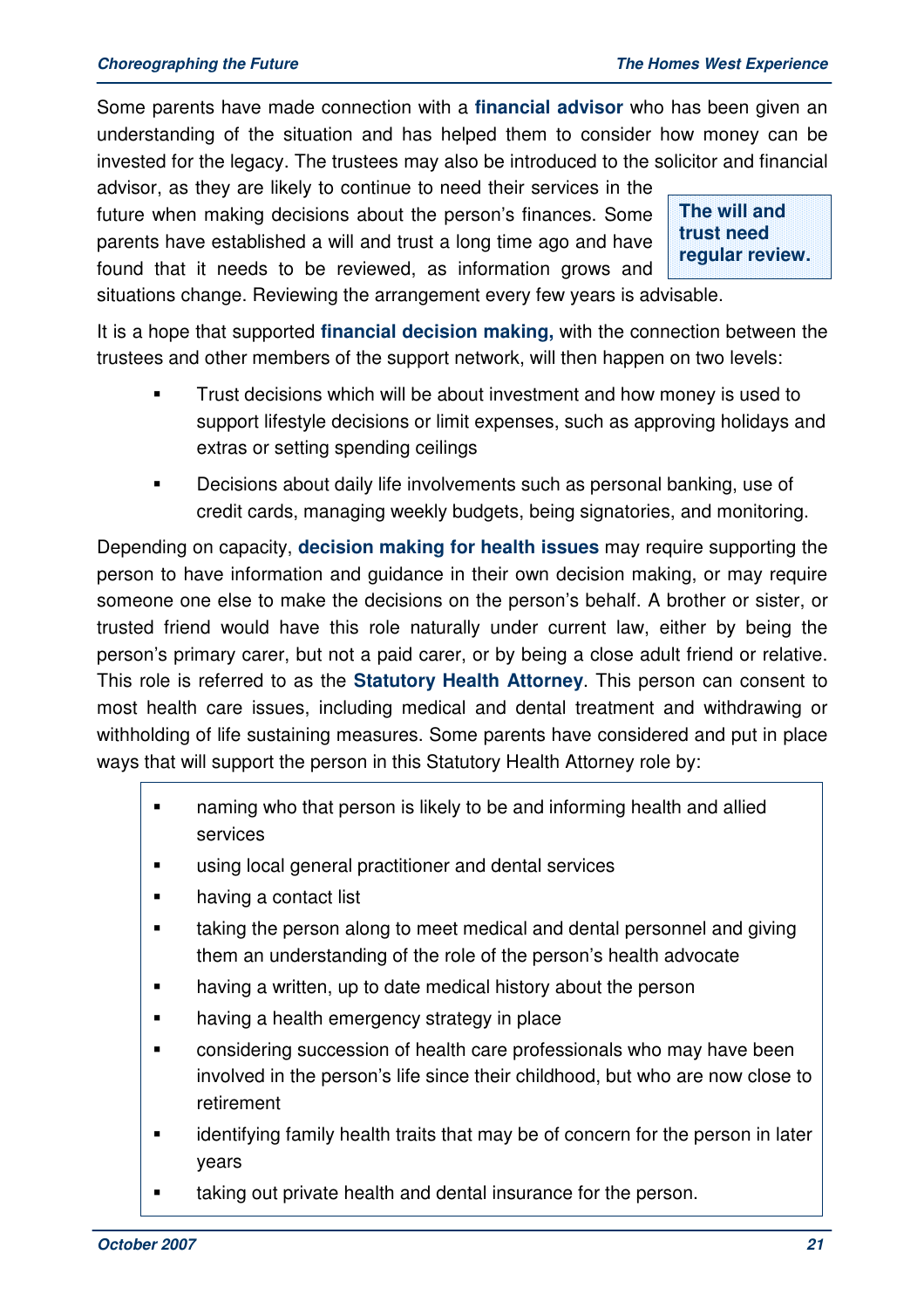Some parents have made connection with a **financial advisor** who has been given an understanding of the situation and has helped them to consider how money can be invested for the legacy. The trustees may also be introduced to the solicitor and financial advisor, as they are likely to continue to need their services in the future when making decisions about the person's finances. Some parents have established a will and trust a long time ago and have found that it needs to be reviewed, as information grows and situations change. Reviewing the arrangement every few years is advisable.

> **The will and trust need regular review.**

It is a hope that supported **financial decision making,** with the connection between the trustees and other members of the support network, will then happen on two levels:

- Trust decisions which will be about investment and how money is used to support lifestyle decisions or limit expenses, such as approving holidays and extras or setting spending ceilings
- Decisions about daily life involvements such as personal banking, use of credit cards, managing weekly budgets, being signatories, and monitoring.

Depending on capacity, **decision making for health issues** may require supporting the person to have information and guidance in their own decision making, or may require someone one else to make the decisions on the person's behalf. A brother or sister, or trusted friend would have this role naturally under current law, either by being the person's primary carer, but not a paid carer, or by being a close adult friend or relative. This role is referred to as the **Statutory Health Attorney**. This person can consent to most health care issues, including medical and dental treatment and withdrawing or withholding of life sustaining measures. Some parents have considered and put in place ways that will support the person in this Statutory Health Attorney role by:

- naming who that person is likely to be and informing health and allied services
- using local general practitioner and dental services
- having a contact list
- taking the person along to meet medical and dental personnel and giving them an understanding of the role of the person's health advocate
- having a written, up to date medical history about the person
- having a health emergency strategy in place
- considering succession of health care professionals who may have been involved in the person's life since their childhood, but who are now close to retirement
- identifying family health traits that may be of concern for the person in later years
- taking out private health and dental insurance for the person.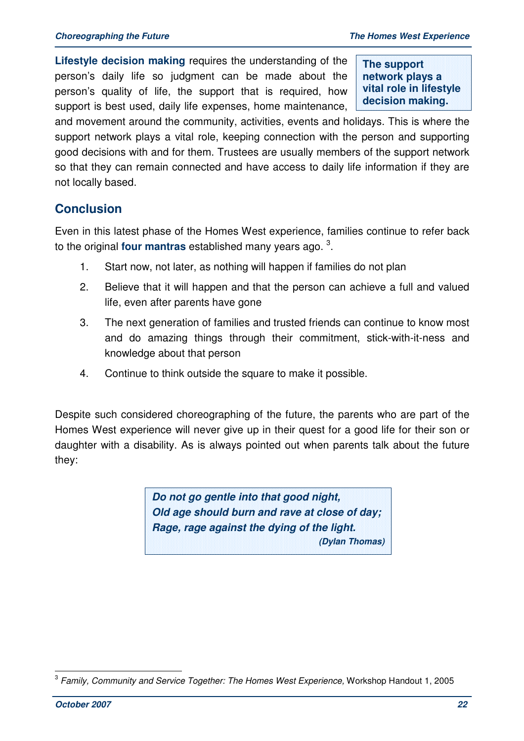**Lifestyle decision making** requires the understanding of the person's daily life so judgment can be made about the person's quality of life, the support that is required, how support is best used, daily life expenses, home maintenance, and movement around the community, activities, events and holidays. This is where the support network plays a vital role, keeping connection with the person and supporting good decisions with and for them. Trustees are usually members of the support network so that they can remain connected and have access to daily life information if they are not locally based.

> **The support network plays a vital role in lifestyle decision making.**

## Conclusion

Even in this latest phase of the Homes West experience, families continue to refer back to the original **four mantras** established many years ago. [3].

1. Start now, not later, as nothing will happen if families do not plan
2. Believe that it will happen and that the person can achieve a full and valued life, even after parents have gone
3. The next generation of families and trusted friends can continue to know most and do amazing things through their commitment, stick-with-it-ness and knowledge about that person
4. Continue to think outside the square to make it possible.

Despite such considered choreographing of the future, the parents who are part of the Homes West experience will never give up in their quest for a good life for their son or daughter with a disability. As is always pointed out when parents talk about the future they:

> ***Do not go gentle into that good night,***
> ***Old age should burn and rave at close of day;***
> ***Rage, rage against the dying of the light.***
> ***(Dylan Thomas)***

---

[3] *Family, Community and Service Together: The Homes West Experience*, Workshop Handout 1, 2005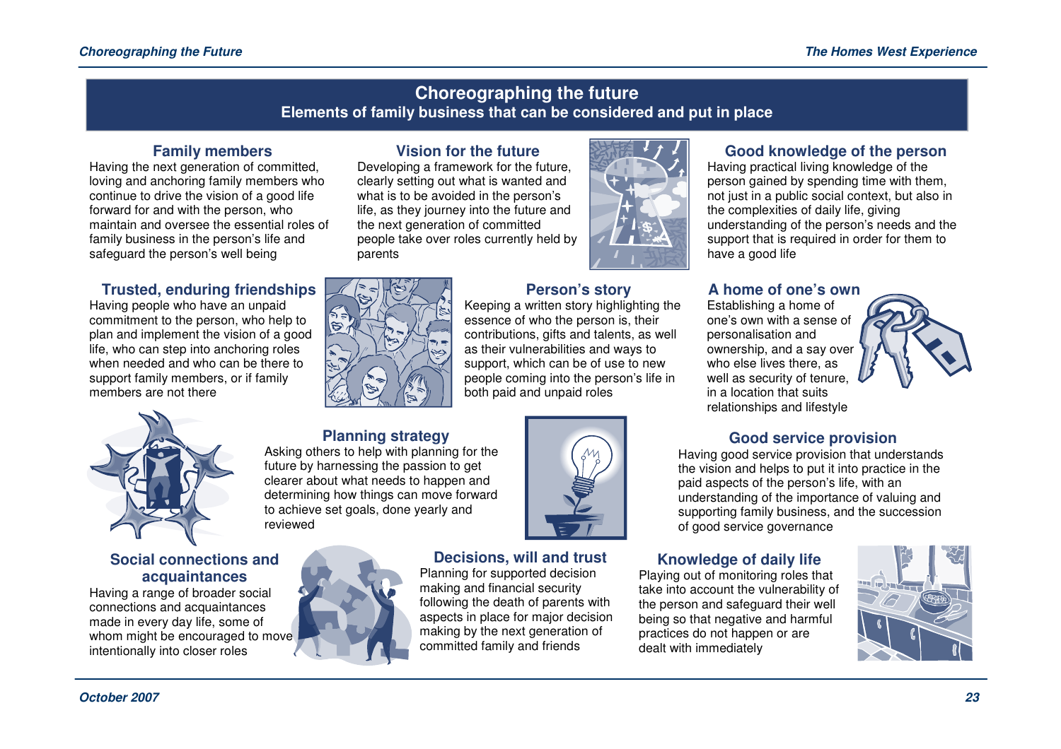# Choreographing the future

## Elements of family business that can be considered and put in place

### Family members

Having the next generation of committed, loving and anchoring family members who continue to drive the vision of a good life forward for and with the person, who maintain and oversee the essential roles of family business in the person's life and safeguard the person's well being

### Vision for the future

Developing a framework for the future, clearly setting out what is wanted and what is to be avoided in the person's life, as they journey into the future and the next generation of committed people take over roles currently held by parents

### Good knowledge of the person

Having practical living knowledge of the person gained by spending time with them, not just in a public social context, but also in the complexities of daily life, giving understanding of the person's needs and the support that is required in order for them to have a good life

### Trusted, enduring friendships

Having people who have an unpaid commitment to the person, who help to plan and implement the vision of a good life, who can step into anchoring roles when needed and who can be there to support family members, or if family members are not there

### Person's story

Keeping a written story highlighting the essence of who the person is, their contributions, gifts and talents, as well as their vulnerabilities and ways to support, which can be of use to new people coming into the person's life in both paid and unpaid roles

### A home of one's own

Establishing a home of one's own with a sense of personalisation and ownership, and a say over who else lives there, as well as security of tenure, in a location that suits relationships and lifestyle

### Planning strategy

Asking others to help with planning for the future by harnessing the passion to get clearer about what needs to happen and determining how things can move forward to achieve set goals, done yearly and reviewed

### Good service provision

Having good service provision that understands the vision and helps to put it into practice in the paid aspects of the person's life, with an understanding of the importance of valuing and supporting family business, and the succession of good service governance

### Social connections and acquaintances

Having a range of broader social connections and acquaintances made in every day life, some of whom might be encouraged to move intentionally into closer roles

### Decisions, will and trust

Planning for supported decision making and financial security following the death of parents with aspects in place for major decision making by the next generation of committed family and friends

### Knowledge of daily life

Playing out of monitoring roles that take into account the vulnerability of the person and safeguard their well being so that negative and harmful practices do not happen or are dealt with immediately